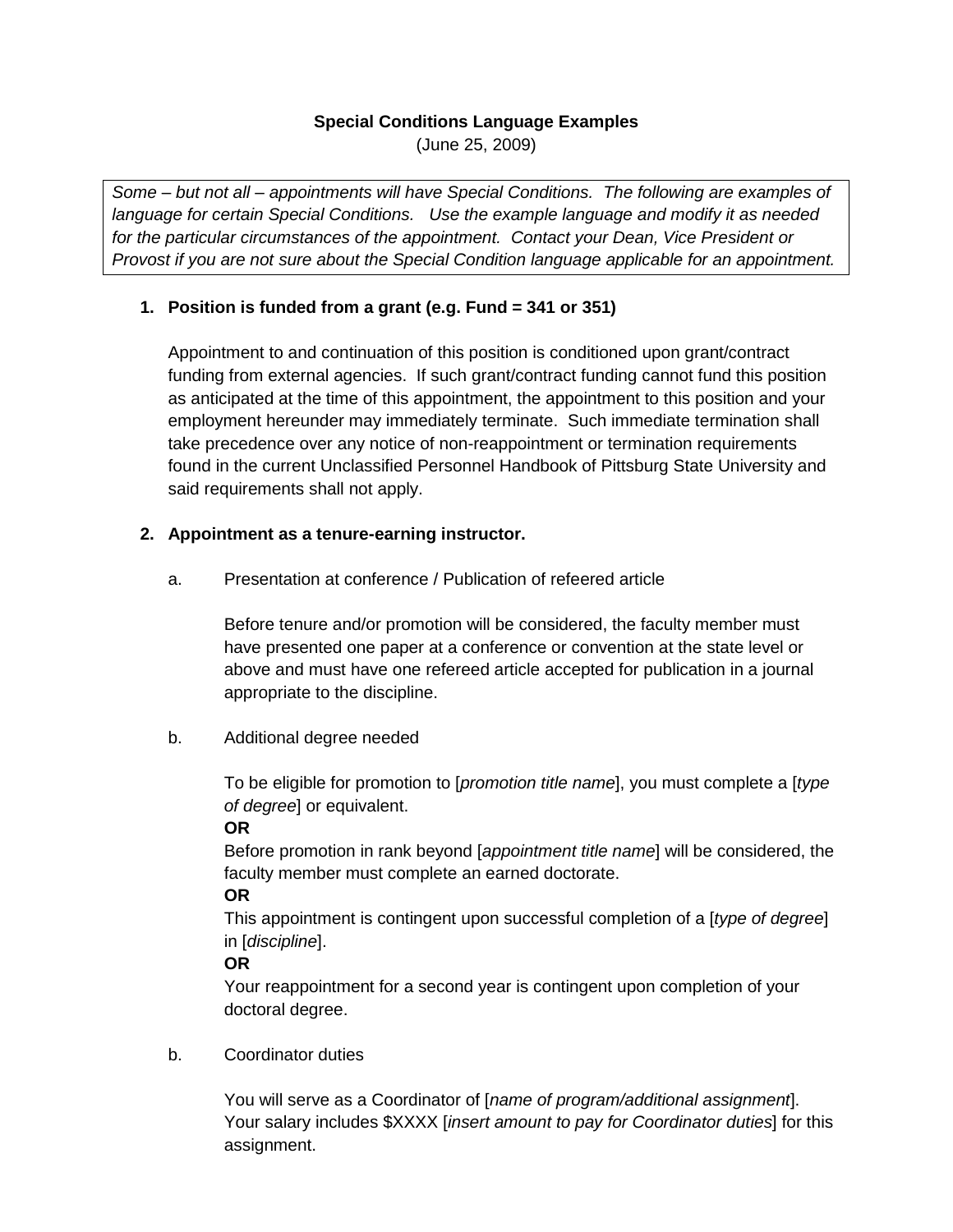**Special Conditions Language Examples**

(June 25, 2009)

*Some – but not all – appointments will have Special Conditions. The following are examples of language for certain Special Conditions. Use the example language and modify it as needed for the particular circumstances of the appointment. Contact your Dean, Vice President or Provost if you are not sure about the Special Condition language applicable for an appointment.*

**1. Position is funded from a grant (e.g. Fund = 341 or 351)**

Appointment to and continuation of this position is conditioned upon grant/contract funding from external agencies. If such grant/contract funding cannot fund this position as anticipated at the time of this appointment, the appointment to this position and your employment hereunder may immediately terminate. Such immediate termination shall take precedence over any notice of non-reappointment or termination requirements found in the current Unclassified Personnel Handbook of Pittsburg State University and said requirements shall not apply.

**2. Appointment as a tenure-earning instructor.**

a. Presentation at conference / Publication of refereed article

Before tenure and/or promotion will be considered, the faculty member must have presented one paper at a conference or convention at the state level or above and must have one refereed article accepted for publication in a journal appropriate to the discipline.

b. Additional degree needed

To be eligible for promotion to [*promotion title name*], you must complete a [*type of degree*] or equivalent.
**OR**
Before promotion in rank beyond [*appointment title name*] will be considered, the faculty member must complete an earned doctorate.
**OR**
This appointment is contingent upon successful completion of a [*type of degree*] in [*discipline*].
**OR**
Your reappointment for a second year is contingent upon completion of your doctoral degree.

b. Coordinator duties

You will serve as a Coordinator of [*name of program/additional assignment*]. Your salary includes $XXXX [*insert amount to pay for Coordinator duties*] for this assignment.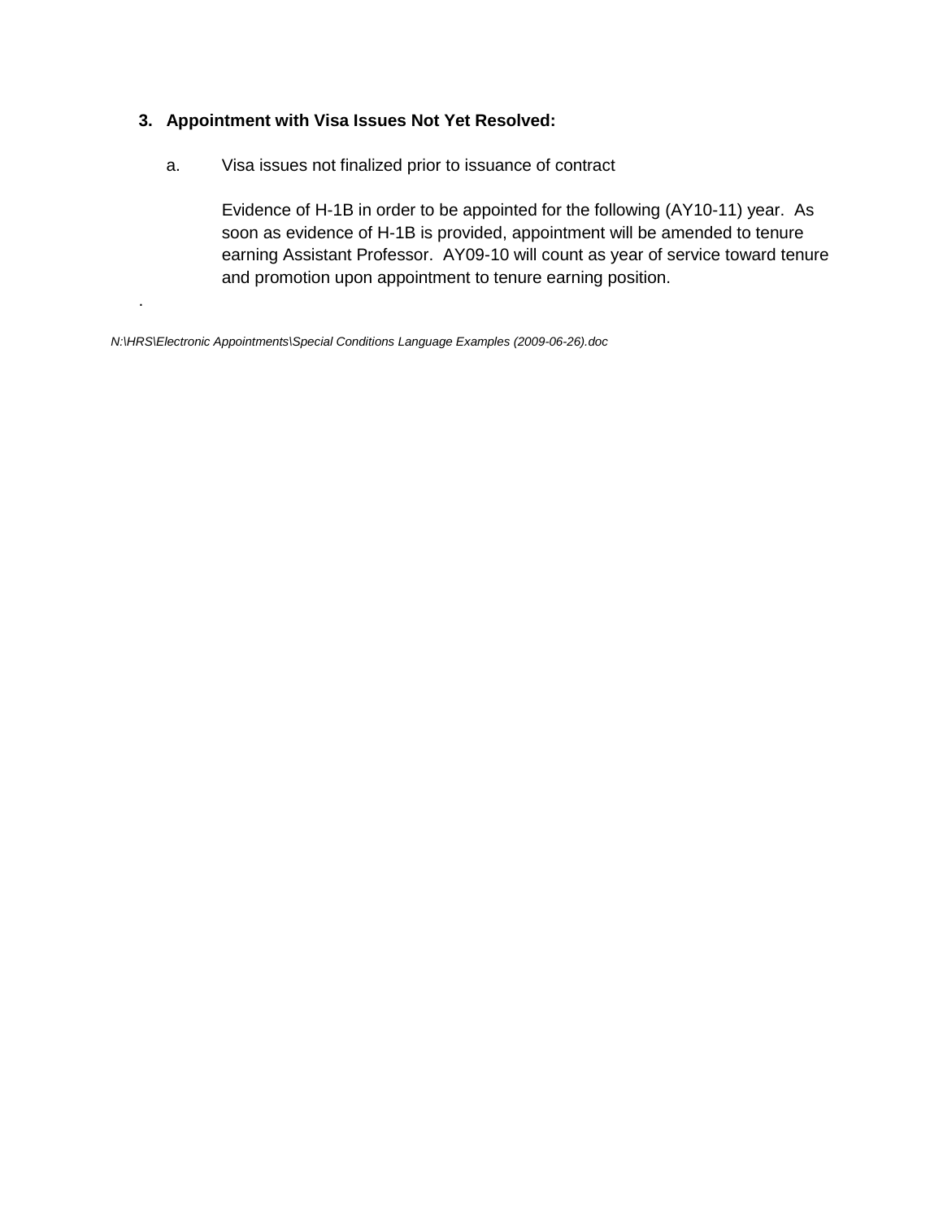**3. Appointment with Visa Issues Not Yet Resolved:**

a. Visa issues not finalized prior to issuance of contract

Evidence of H-1B in order to be appointed for the following (AY10-11) year. As soon as evidence of H-1B is provided, appointment will be amended to tenure earning Assistant Professor. AY09-10 will count as year of service toward tenure and promotion upon appointment to tenure earning position.

.

*N:\HRS\Electronic Appointments\Special Conditions Language Examples (2009-06-26).doc*